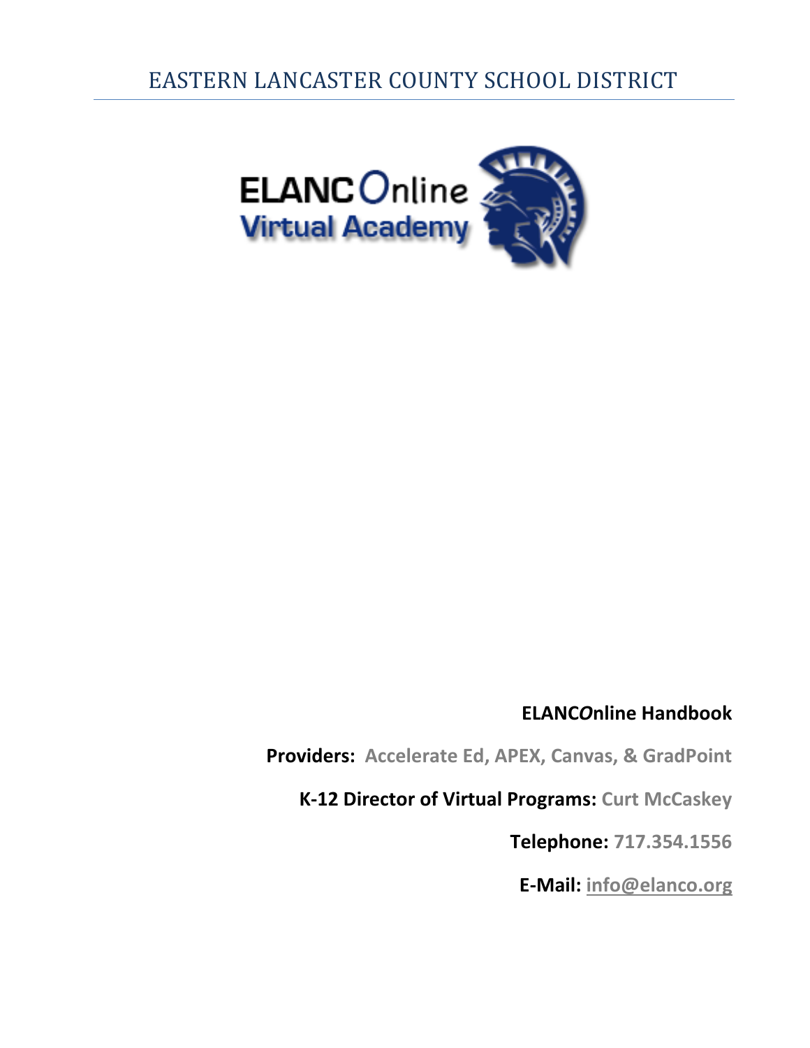# EASTERN LANCASTER COUNTY SCHOOL DISTRICT

**ELANC*O*nline Handbook**

**Providers:** Accelerate Ed, APEX, Canvas, & GradPoint

**K-12 Director of Virtual Programs:** Curt McCaskey

**Telephone:** 717.354.1556

**E-Mail:** info@elanco.org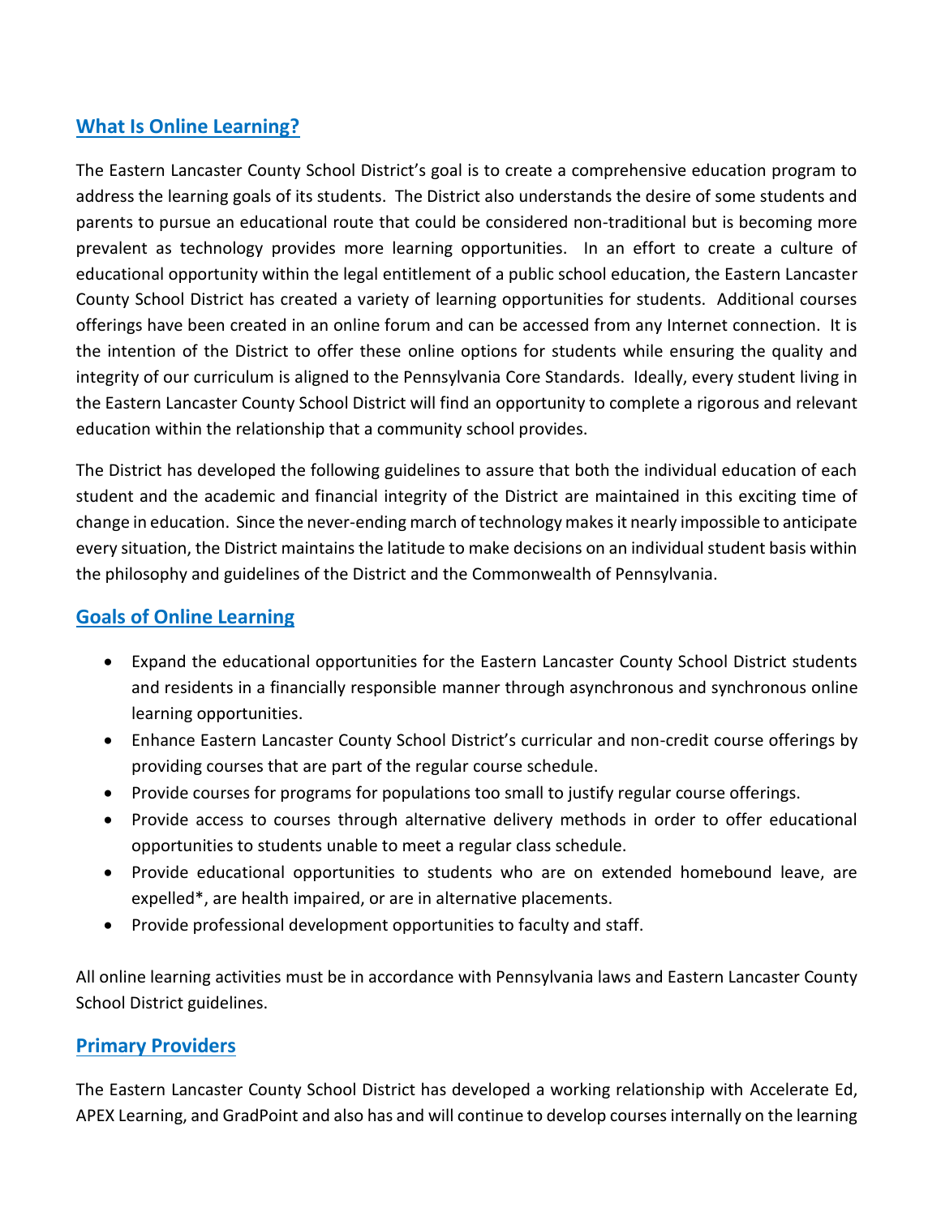## What Is Online Learning?

The Eastern Lancaster County School District's goal is to create a comprehensive education program to address the learning goals of its students. The District also understands the desire of some students and parents to pursue an educational route that could be considered non-traditional but is becoming more prevalent as technology provides more learning opportunities. In an effort to create a culture of educational opportunity within the legal entitlement of a public school education, the Eastern Lancaster County School District has created a variety of learning opportunities for students. Additional courses offerings have been created in an online forum and can be accessed from any Internet connection. It is the intention of the District to offer these online options for students while ensuring the quality and integrity of our curriculum is aligned to the Pennsylvania Core Standards. Ideally, every student living in the Eastern Lancaster County School District will find an opportunity to complete a rigorous and relevant education within the relationship that a community school provides.

The District has developed the following guidelines to assure that both the individual education of each student and the academic and financial integrity of the District are maintained in this exciting time of change in education. Since the never-ending march of technology makes it nearly impossible to anticipate every situation, the District maintains the latitude to make decisions on an individual student basis within the philosophy and guidelines of the District and the Commonwealth of Pennsylvania.

## Goals of Online Learning

- Expand the educational opportunities for the Eastern Lancaster County School District students and residents in a financially responsible manner through asynchronous and synchronous online learning opportunities.
- Enhance Eastern Lancaster County School District's curricular and non-credit course offerings by providing courses that are part of the regular course schedule.
- Provide courses for programs for populations too small to justify regular course offerings.
- Provide access to courses through alternative delivery methods in order to offer educational opportunities to students unable to meet a regular class schedule.
- Provide educational opportunities to students who are on extended homebound leave, are expelled*, are health impaired, or are in alternative placements.
- Provide professional development opportunities to faculty and staff.

All online learning activities must be in accordance with Pennsylvania laws and Eastern Lancaster County School District guidelines.

## Primary Providers

The Eastern Lancaster County School District has developed a working relationship with Accelerate Ed, APEX Learning, and GradPoint and also has and will continue to develop courses internally on the learning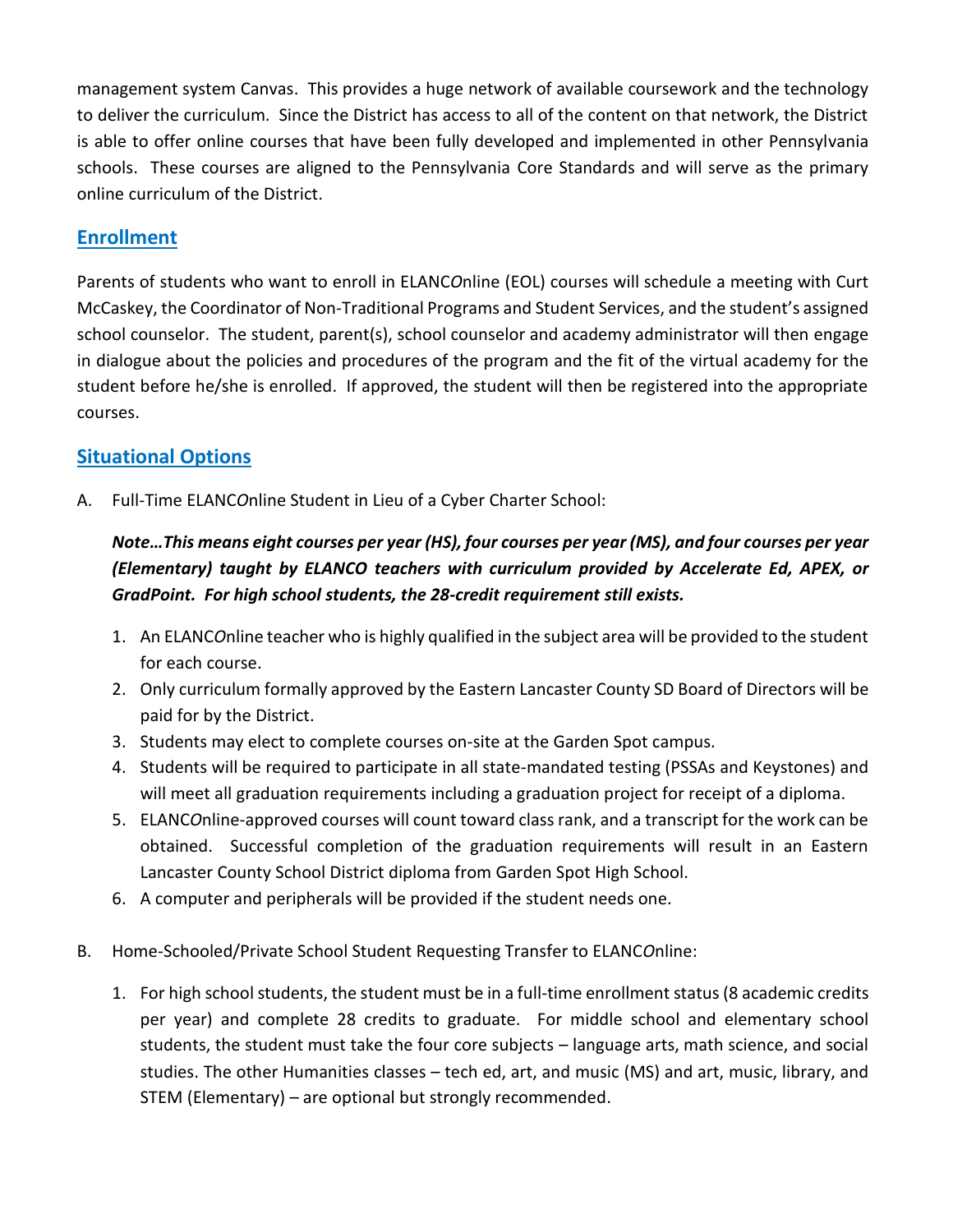management system Canvas. This provides a huge network of available coursework and the technology to deliver the curriculum. Since the District has access to all of the content on that network, the District is able to offer online courses that have been fully developed and implemented in other Pennsylvania schools. These courses are aligned to the Pennsylvania Core Standards and will serve as the primary online curriculum of the District.

## Enrollment

Parents of students who want to enroll in ELANC*O*nline (EOL) courses will schedule a meeting with Curt McCaskey, the Coordinator of Non-Traditional Programs and Student Services, and the student's assigned school counselor. The student, parent(s), school counselor and academy administrator will then engage in dialogue about the policies and procedures of the program and the fit of the virtual academy for the student before he/she is enrolled. If approved, the student will then be registered into the appropriate courses.

## Situational Options

A. Full-Time ELANC*O*nline Student in Lieu of a Cyber Charter School:

***Note…This means eight courses per year (HS), four courses per year (MS), and four courses per year (Elementary) taught by ELANCO teachers with curriculum provided by Accelerate Ed, APEX, or GradPoint. For high school students, the 28-credit requirement still exists.***

1. An ELANC*O*nline teacher who is highly qualified in the subject area will be provided to the student for each course.
2. Only curriculum formally approved by the Eastern Lancaster County SD Board of Directors will be paid for by the District.
3. Students may elect to complete courses on-site at the Garden Spot campus.
4. Students will be required to participate in all state-mandated testing (PSSAs and Keystones) and will meet all graduation requirements including a graduation project for receipt of a diploma.
5. ELANC*O*nline-approved courses will count toward class rank, and a transcript for the work can be obtained. Successful completion of the graduation requirements will result in an Eastern Lancaster County School District diploma from Garden Spot High School.
6. A computer and peripherals will be provided if the student needs one.

B. Home-Schooled/Private School Student Requesting Transfer to ELANC*O*nline:

1. For high school students, the student must be in a full-time enrollment status (8 academic credits per year) and complete 28 credits to graduate. For middle school and elementary school students, the student must take the four core subjects – language arts, math science, and social studies. The other Humanities classes – tech ed, art, and music (MS) and art, music, library, and STEM (Elementary) – are optional but strongly recommended.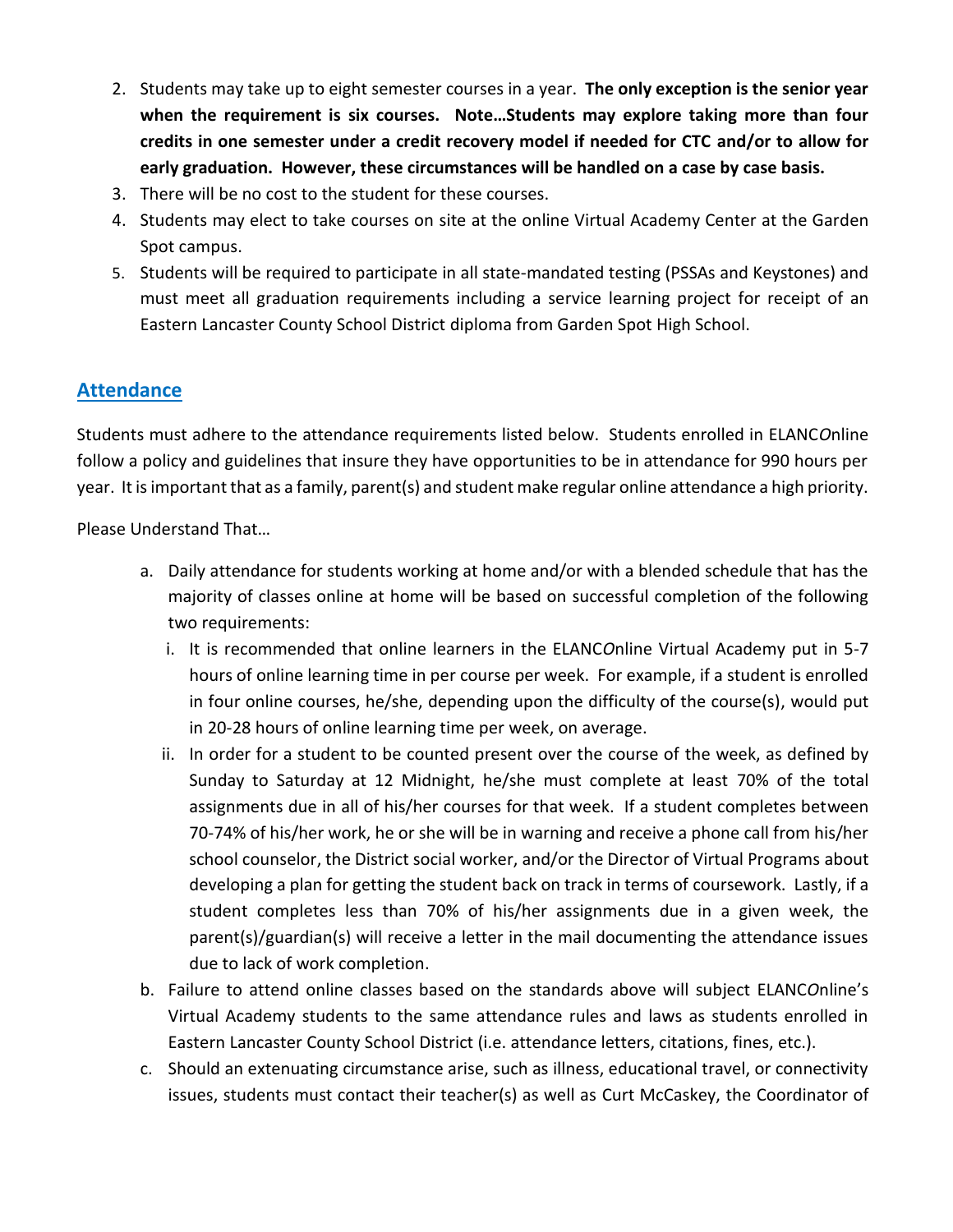2. Students may take up to eight semester courses in a year. **The only exception is the senior year when the requirement is six courses. Note…Students may explore taking more than four credits in one semester under a credit recovery model if needed for CTC and/or to allow for early graduation. However, these circumstances will be handled on a case by case basis.**
3. There will be no cost to the student for these courses.
4. Students may elect to take courses on site at the online Virtual Academy Center at the Garden Spot campus.
5. Students will be required to participate in all state-mandated testing (PSSAs and Keystones) and must meet all graduation requirements including a service learning project for receipt of an Eastern Lancaster County School District diploma from Garden Spot High School.

## Attendance

Students must adhere to the attendance requirements listed below. Students enrolled in ELANC*O*nline follow a policy and guidelines that insure they have opportunities to be in attendance for 990 hours per year. It is important that as a family, parent(s) and student make regular online attendance a high priority.

Please Understand That…

a. Daily attendance for students working at home and/or with a blended schedule that has the majority of classes online at home will be based on successful completion of the following two requirements:
   i. It is recommended that online learners in the ELANC*O*nline Virtual Academy put in 5-7 hours of online learning time in per course per week. For example, if a student is enrolled in four online courses, he/she, depending upon the difficulty of the course(s), would put in 20-28 hours of online learning time per week, on average.
   ii. In order for a student to be counted present over the course of the week, as defined by Sunday to Saturday at 12 Midnight, he/she must complete at least 70% of the total assignments due in all of his/her courses for that week. If a student completes between 70-74% of his/her work, he or she will be in warning and receive a phone call from his/her school counselor, the District social worker, and/or the Director of Virtual Programs about developing a plan for getting the student back on track in terms of coursework. Lastly, if a student completes less than 70% of his/her assignments due in a given week, the parent(s)/guardian(s) will receive a letter in the mail documenting the attendance issues due to lack of work completion.
b. Failure to attend online classes based on the standards above will subject ELANC*O*nline's Virtual Academy students to the same attendance rules and laws as students enrolled in Eastern Lancaster County School District (i.e. attendance letters, citations, fines, etc.).
c. Should an extenuating circumstance arise, such as illness, educational travel, or connectivity issues, students must contact their teacher(s) as well as Curt McCaskey, the Coordinator of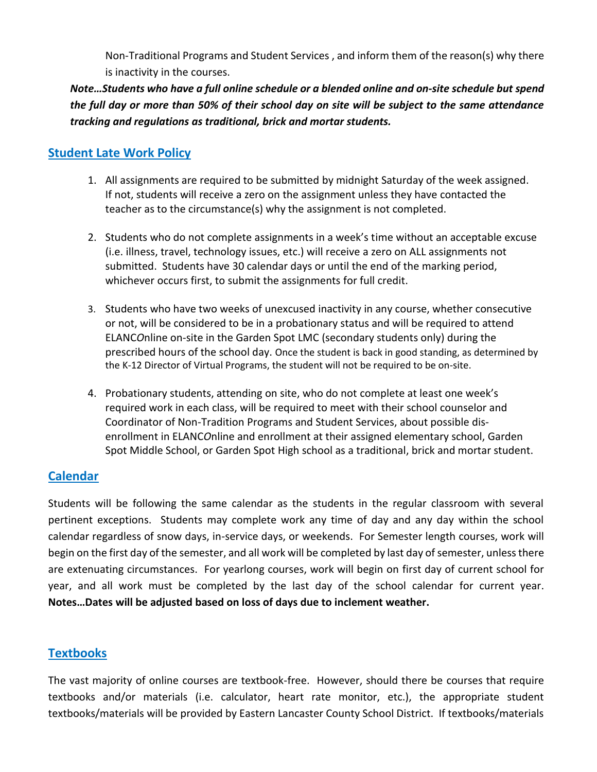Non-Traditional Programs and Student Services , and inform them of the reason(s) why there is inactivity in the courses.

***Note…Students who have a full online schedule or a blended online and on-site schedule but spend the full day or more than 50% of their school day on site will be subject to the same attendance tracking and regulations as traditional, brick and mortar students.***

## Student Late Work Policy

1. All assignments are required to be submitted by midnight Saturday of the week assigned. If not, students will receive a zero on the assignment unless they have contacted the teacher as to the circumstance(s) why the assignment is not completed.

2. Students who do not complete assignments in a week's time without an acceptable excuse (i.e. illness, travel, technology issues, etc.) will receive a zero on ALL assignments not submitted. Students have 30 calendar days or until the end of the marking period, whichever occurs first, to submit the assignments for full credit.

3. Students who have two weeks of unexcused inactivity in any course, whether consecutive or not, will be considered to be in a probationary status and will be required to attend ELANC*O*nline on-site in the Garden Spot LMC (secondary students only) during the prescribed hours of the school day. Once the student is back in good standing, as determined by the K-12 Director of Virtual Programs, the student will not be required to be on-site.

4. Probationary students, attending on site, who do not complete at least one week's required work in each class, will be required to meet with their school counselor and Coordinator of Non-Tradition Programs and Student Services, about possible dis-enrollment in ELANC*O*nline and enrollment at their assigned elementary school, Garden Spot Middle School, or Garden Spot High school as a traditional, brick and mortar student.

## Calendar

Students will be following the same calendar as the students in the regular classroom with several pertinent exceptions. Students may complete work any time of day and any day within the school calendar regardless of snow days, in-service days, or weekends. For Semester length courses, work will begin on the first day of the semester, and all work will be completed by last day of semester, unless there are extenuating circumstances. For yearlong courses, work will begin on first day of current school for year, and all work must be completed by the last day of the school calendar for current year. **Notes…Dates will be adjusted based on loss of days due to inclement weather.**

## Textbooks

The vast majority of online courses are textbook-free. However, should there be courses that require textbooks and/or materials (i.e. calculator, heart rate monitor, etc.), the appropriate student textbooks/materials will be provided by Eastern Lancaster County School District. If textbooks/materials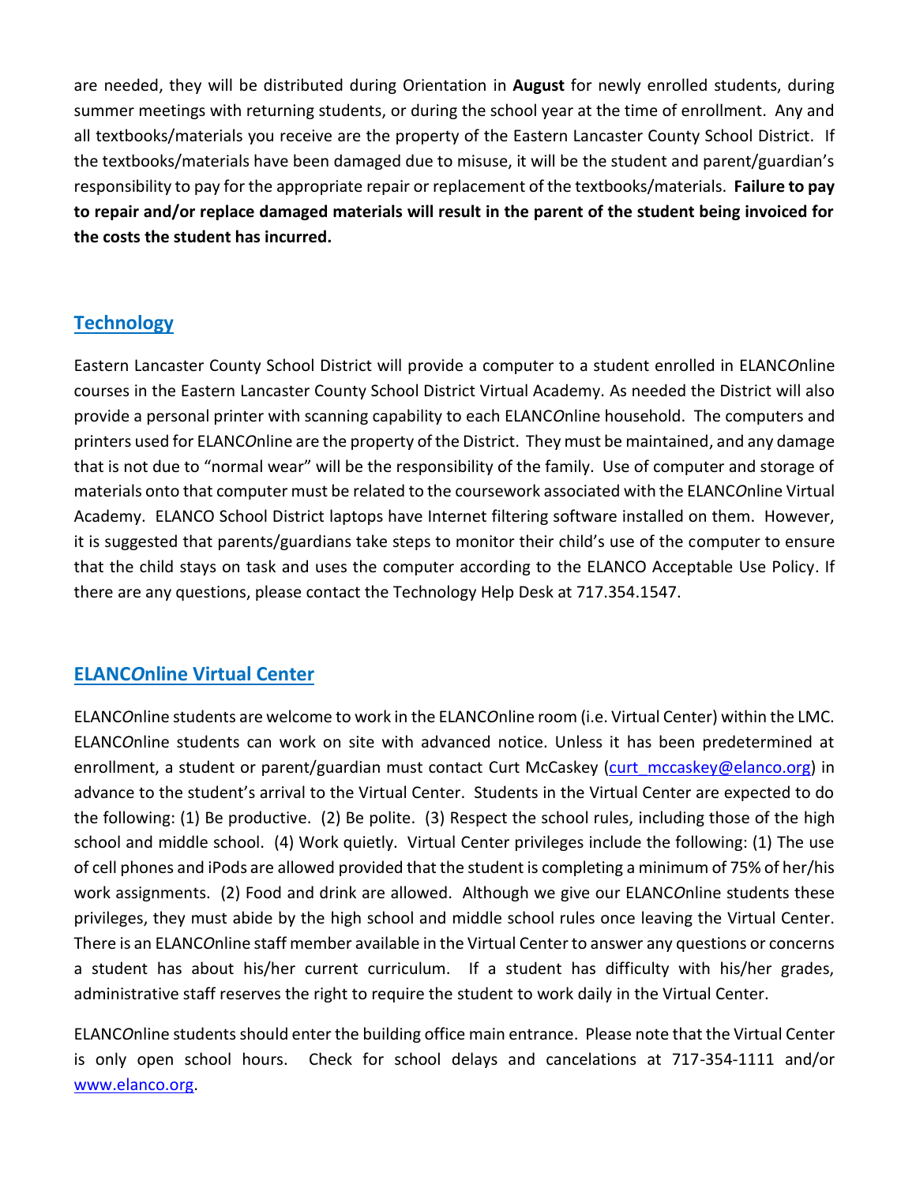are needed, they will be distributed during Orientation in **August** for newly enrolled students, during summer meetings with returning students, or during the school year at the time of enrollment. Any and all textbooks/materials you receive are the property of the Eastern Lancaster County School District. If the textbooks/materials have been damaged due to misuse, it will be the student and parent/guardian's responsibility to pay for the appropriate repair or replacement of the textbooks/materials. **Failure to pay to repair and/or replace damaged materials will result in the parent of the student being invoiced for the costs the student has incurred.**

## Technology

Eastern Lancaster County School District will provide a computer to a student enrolled in ELANC*O*nline courses in the Eastern Lancaster County School District Virtual Academy. As needed the District will also provide a personal printer with scanning capability to each ELANC*O*nline household. The computers and printers used for ELANC*O*nline are the property of the District. They must be maintained, and any damage that is not due to "normal wear" will be the responsibility of the family. Use of computer and storage of materials onto that computer must be related to the coursework associated with the ELANC*O*nline Virtual Academy. ELANCO School District laptops have Internet filtering software installed on them. However, it is suggested that parents/guardians take steps to monitor their child's use of the computer to ensure that the child stays on task and uses the computer according to the ELANCO Acceptable Use Policy. If there are any questions, please contact the Technology Help Desk at 717.354.1547.

## ELANC*O*nline Virtual Center

ELANC*O*nline students are welcome to work in the ELANC*O*nline room (i.e. Virtual Center) within the LMC. ELANC*O*nline students can work on site with advanced notice. Unless it has been predetermined at enrollment, a student or parent/guardian must contact Curt McCaskey (curt_mccaskey@elanco.org) in advance to the student's arrival to the Virtual Center. Students in the Virtual Center are expected to do the following: (1) Be productive. (2) Be polite. (3) Respect the school rules, including those of the high school and middle school. (4) Work quietly. Virtual Center privileges include the following: (1) The use of cell phones and iPods are allowed provided that the student is completing a minimum of 75% of her/his work assignments. (2) Food and drink are allowed. Although we give our ELANC*O*nline students these privileges, they must abide by the high school and middle school rules once leaving the Virtual Center. There is an ELANC*O*nline staff member available in the Virtual Center to answer any questions or concerns a student has about his/her current curriculum. If a student has difficulty with his/her grades, administrative staff reserves the right to require the student to work daily in the Virtual Center.

ELANC*O*nline students should enter the building office main entrance. Please note that the Virtual Center is only open school hours. Check for school delays and cancelations at 717-354-1111 and/or www.elanco.org.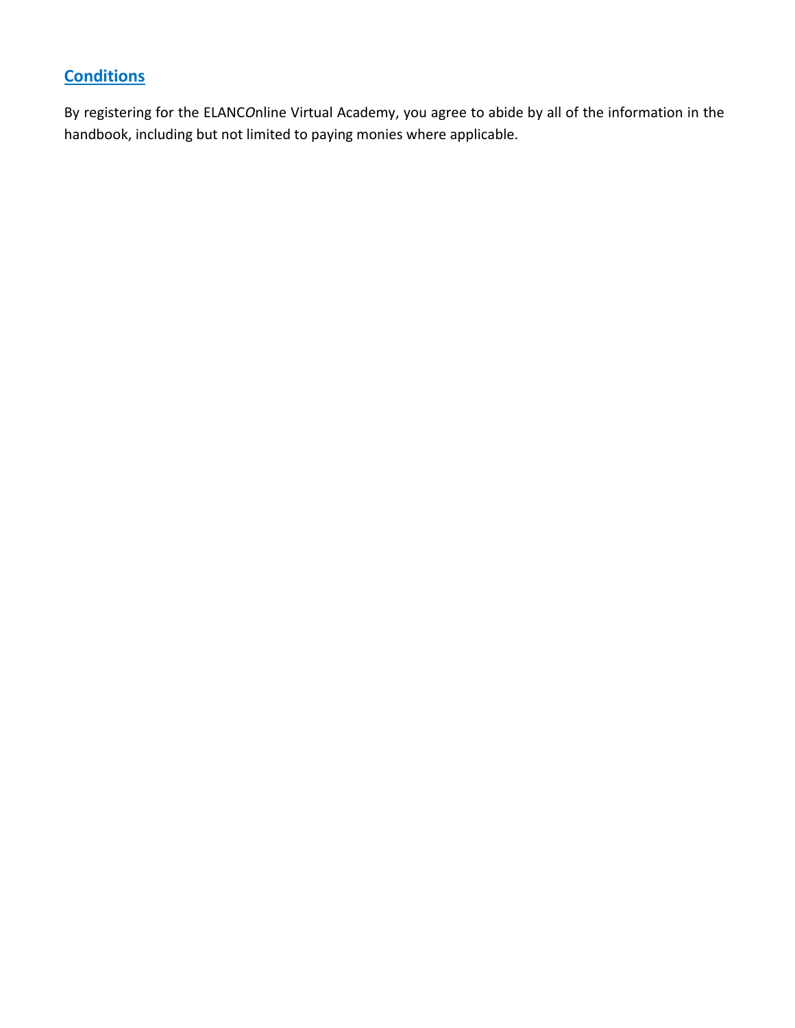## Conditions

By registering for the ELANC*O*nline Virtual Academy, you agree to abide by all of the information in the handbook, including but not limited to paying monies where applicable.